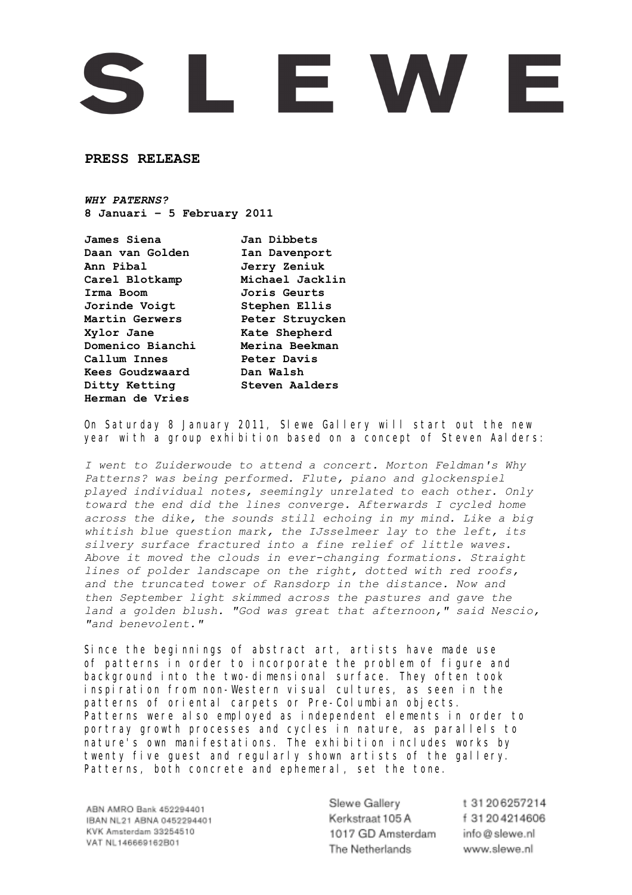# SLEWE

**PRESS RELEASE**

***WHY PATERNS?***
**8 Januari – 5 February 2011**

**James Siena**
**Daan van Golden**
**Ann Pibal**
**Carel Blotkamp**
**Irma Boom**
**Jorinde Voigt**
**Martin Gerwers**
**Xylor Jane**
**Domenico Bianchi**
**Callum Innes**
**Kees Goudzwaard**
**Ditty Ketting**
**Herman de Vries**
**Jan Dibbets**
**Ian Davenport**
**Jerry Zeniuk**
**Michael Jacklin**
**Joris Geurts**
**Stephen Ellis**
**Peter Struycken**
**Kate Shepherd**
**Merina Beekman**
**Peter Davis**
**Dan Walsh**
**Steven Aalders**

On Saturday 8 January 2011, Slewe Gallery will start out the new year with a group exhibition based on a concept of Steven Aalders:

*I went to Zuiderwoude to attend a concert. Morton Feldman's Why Patterns? was being performed. Flute, piano and glockenspiel played individual notes, seemingly unrelated to each other. Only toward the end did the lines converge. Afterwards I cycled home across the dike, the sounds still echoing in my mind. Like a big whitish blue question mark, the IJsselmeer lay to the left, its silvery surface fractured into a fine relief of little waves. Above it moved the clouds in ever-changing formations. Straight lines of polder landscape on the right, dotted with red roofs, and the truncated tower of Ransdorp in the distance. Now and then September light skimmed across the pastures and gave the land a golden blush. "God was great that afternoon," said Nescio, "and benevolent."*

Since the beginnings of abstract art, artists have made use of patterns in order to incorporate the problem of figure and background into the two-dimensional surface. They often took inspiration from non-Western visual cultures, as seen in the patterns of oriental carpets or Pre-Columbian objects. Patterns were also employed as independent elements in order to portray growth processes and cycles in nature, as parallels to nature's own manifestations. The exhibition includes works by twenty five guest and regularly shown artists of the gallery. Patterns, both concrete and ephemeral, set the tone.

ABN AMRO Bank 452294401
IBAN NL21 ABNA 0452294401
KVK Amsterdam 33254510
VAT NL146669162B01

Slewe Gallery
Kerkstraat 105 A
1017 GD Amsterdam
The Netherlands

t 31 20 6257214
f 31 20 4214606
info@slewe.nl
www.slewe.nl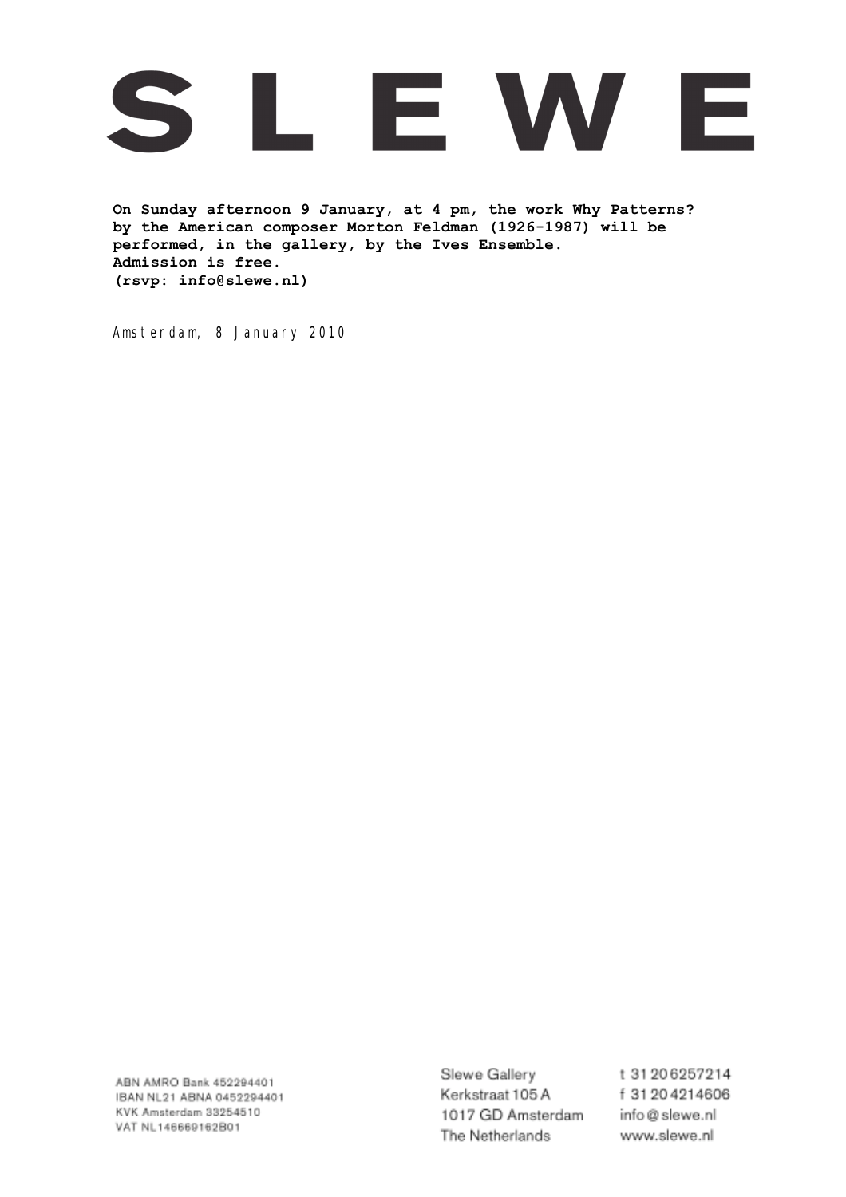# S L E W E

**On Sunday afternoon 9 January, at 4 pm, the work Why Patterns? by the American composer Morton Feldman (1926-1987) will be performed, in the gallery, by the Ives Ensemble.**
**Admission is free.**
**(rsvp: info@slewe.nl)**

Amsterdam, 8 January 2010

ABN AMRO Bank 452294401
IBAN NL21 ABNA 0452294401
KVK Amsterdam 33254510
VAT NL146669162B01

Slewe Gallery
Kerkstraat 105 A
1017 GD Amsterdam
The Netherlands

t 31 20 6257214
f 31 20 4214606
info@slewe.nl
www.slewe.nl